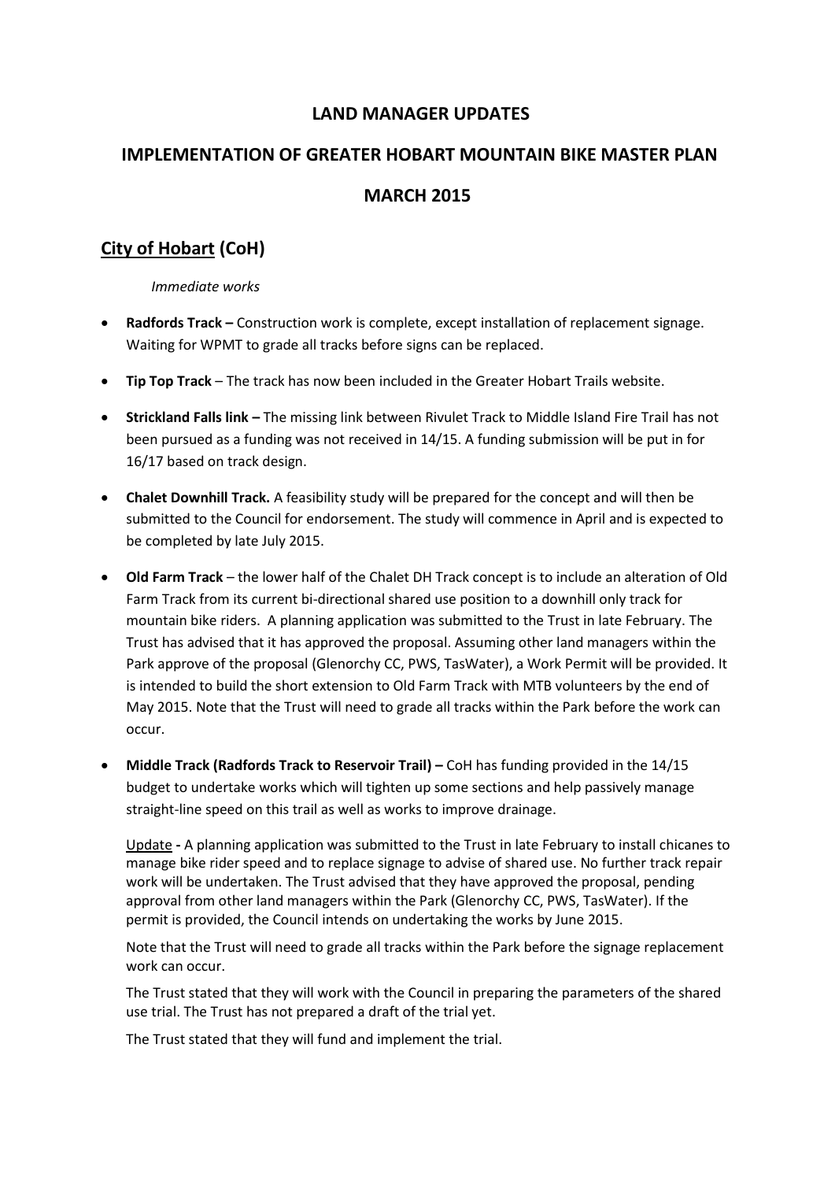# LAND MANAGER UPDATES

# IMPLEMENTATION OF GREATER HOBART MOUNTAIN BIKE MASTER PLAN

# MARCH 2015

## City of Hobart (CoH)

*Immediate works*

- **Radfords Track –** Construction work is complete, except installation of replacement signage. Waiting for WPMT to grade all tracks before signs can be replaced.

- **Tip Top Track** – The track has now been included in the Greater Hobart Trails website.

- **Strickland Falls link –** The missing link between Rivulet Track to Middle Island Fire Trail has not been pursued as a funding was not received in 14/15. A funding submission will be put in for 16/17 based on track design.

- **Chalet Downhill Track.** A feasibility study will be prepared for the concept and will then be submitted to the Council for endorsement. The study will commence in April and is expected to be completed by late July 2015.

- **Old Farm Track** – the lower half of the Chalet DH Track concept is to include an alteration of Old Farm Track from its current bi-directional shared use position to a downhill only track for mountain bike riders. A planning application was submitted to the Trust in late February. The Trust has advised that it has approved the proposal. Assuming other land managers within the Park approve of the proposal (Glenorchy CC, PWS, TasWater), a Work Permit will be provided. It is intended to build the short extension to Old Farm Track with MTB volunteers by the end of May 2015. Note that the Trust will need to grade all tracks within the Park before the work can occur.

- **Middle Track (Radfords Track to Reservoir Trail) –** CoH has funding provided in the 14/15 budget to undertake works which will tighten up some sections and help passively manage straight-line speed on this trail as well as works to improve drainage.

  Update **-** A planning application was submitted to the Trust in late February to install chicanes to manage bike rider speed and to replace signage to advise of shared use. No further track repair work will be undertaken. The Trust advised that they have approved the proposal, pending approval from other land managers within the Park (Glenorchy CC, PWS, TasWater). If the permit is provided, the Council intends on undertaking the works by June 2015.

  Note that the Trust will need to grade all tracks within the Park before the signage replacement work can occur.

  The Trust stated that they will work with the Council in preparing the parameters of the shared use trial. The Trust has not prepared a draft of the trial yet.

  The Trust stated that they will fund and implement the trial.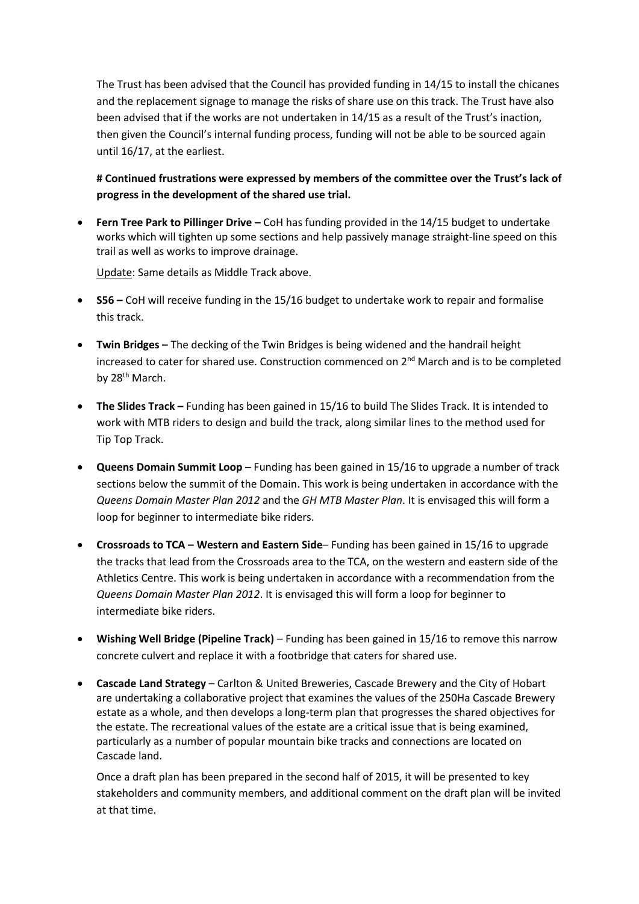The Trust has been advised that the Council has provided funding in 14/15 to install the chicanes and the replacement signage to manage the risks of share use on this track. The Trust have also been advised that if the works are not undertaken in 14/15 as a result of the Trust's inaction, then given the Council's internal funding process, funding will not be able to be sourced again until 16/17, at the earliest.

**# Continued frustrations were expressed by members of the committee over the Trust's lack of progress in the development of the shared use trial.**

- **Fern Tree Park to Pillinger Drive –** CoH has funding provided in the 14/15 budget to undertake works which will tighten up some sections and help passively manage straight-line speed on this trail as well as works to improve drainage.

  Update: Same details as Middle Track above.

- **S56 –** CoH will receive funding in the 15/16 budget to undertake work to repair and formalise this track.

- **Twin Bridges –** The decking of the Twin Bridges is being widened and the handrail height increased to cater for shared use. Construction commenced on 2nd March and is to be completed by 28th March.

- **The Slides Track –** Funding has been gained in 15/16 to build The Slides Track. It is intended to work with MTB riders to design and build the track, along similar lines to the method used for Tip Top Track.

- **Queens Domain Summit Loop** – Funding has been gained in 15/16 to upgrade a number of track sections below the summit of the Domain. This work is being undertaken in accordance with the *Queens Domain Master Plan 2012* and the *GH MTB Master Plan*. It is envisaged this will form a loop for beginner to intermediate bike riders.

- **Crossroads to TCA – Western and Eastern Side**– Funding has been gained in 15/16 to upgrade the tracks that lead from the Crossroads area to the TCA, on the western and eastern side of the Athletics Centre. This work is being undertaken in accordance with a recommendation from the *Queens Domain Master Plan 2012*. It is envisaged this will form a loop for beginner to intermediate bike riders.

- **Wishing Well Bridge (Pipeline Track)** – Funding has been gained in 15/16 to remove this narrow concrete culvert and replace it with a footbridge that caters for shared use.

- **Cascade Land Strategy** – Carlton & United Breweries, Cascade Brewery and the City of Hobart are undertaking a collaborative project that examines the values of the 250Ha Cascade Brewery estate as a whole, and then develops a long-term plan that progresses the shared objectives for the estate. The recreational values of the estate are a critical issue that is being examined, particularly as a number of popular mountain bike tracks and connections are located on Cascade land.

  Once a draft plan has been prepared in the second half of 2015, it will be presented to key stakeholders and community members, and additional comment on the draft plan will be invited at that time.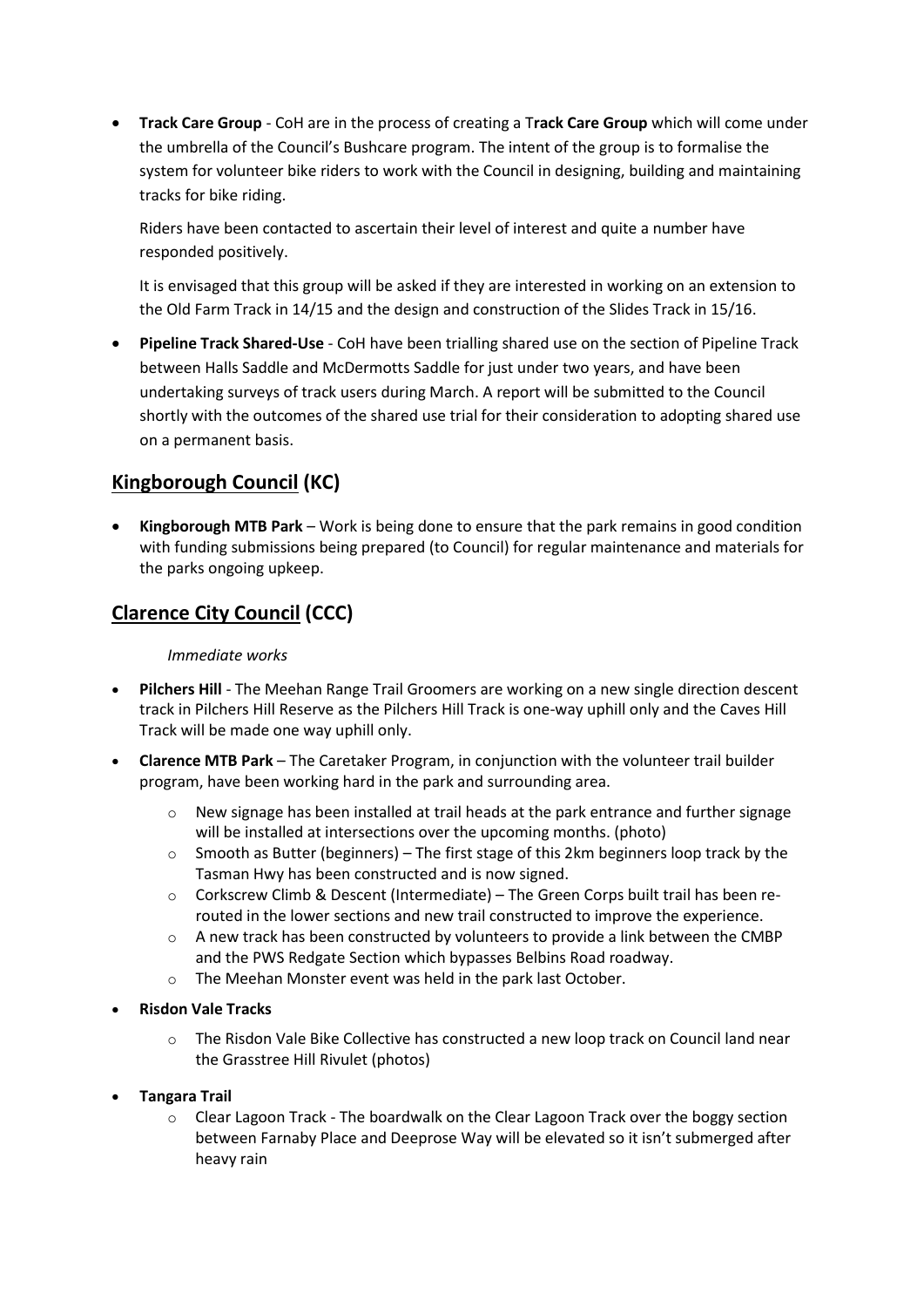- **Track Care Group** - CoH are in the process of creating a T**rack Care Group** which will come under the umbrella of the Council's Bushcare program. The intent of the group is to formalise the system for volunteer bike riders to work with the Council in designing, building and maintaining tracks for bike riding.

  Riders have been contacted to ascertain their level of interest and quite a number have responded positively.

  It is envisaged that this group will be asked if they are interested in working on an extension to the Old Farm Track in 14/15 and the design and construction of the Slides Track in 15/16.

- **Pipeline Track Shared-Use** - CoH have been trialling shared use on the section of Pipeline Track between Halls Saddle and McDermotts Saddle for just under two years, and have been undertaking surveys of track users during March. A report will be submitted to the Council shortly with the outcomes of the shared use trial for their consideration to adopting shared use on a permanent basis.

## Kingborough Council (KC)

- **Kingborough MTB Park** – Work is being done to ensure that the park remains in good condition with funding submissions being prepared (to Council) for regular maintenance and materials for the parks ongoing upkeep.

## Clarence City Council (CCC)

*Immediate works*

- **Pilchers Hill** - The Meehan Range Trail Groomers are working on a new single direction descent track in Pilchers Hill Reserve as the Pilchers Hill Track is one-way uphill only and the Caves Hill Track will be made one way uphill only.
- **Clarence MTB Park** – The Caretaker Program, in conjunction with the volunteer trail builder program, have been working hard in the park and surrounding area.
  - New signage has been installed at trail heads at the park entrance and further signage will be installed at intersections over the upcoming months. (photo)
  - Smooth as Butter (beginners) – The first stage of this 2km beginners loop track by the Tasman Hwy has been constructed and is now signed.
  - Corkscrew Climb & Descent (Intermediate) – The Green Corps built trail has been re-routed in the lower sections and new trail constructed to improve the experience.
  - A new track has been constructed by volunteers to provide a link between the CMBP and the PWS Redgate Section which bypasses Belbins Road roadway.
  - The Meehan Monster event was held in the park last October.
- **Risdon Vale Tracks**
  - The Risdon Vale Bike Collective has constructed a new loop track on Council land near the Grasstree Hill Rivulet (photos)
- **Tangara Trail**
  - Clear Lagoon Track - The boardwalk on the Clear Lagoon Track over the boggy section between Farnaby Place and Deeprose Way will be elevated so it isn't submerged after heavy rain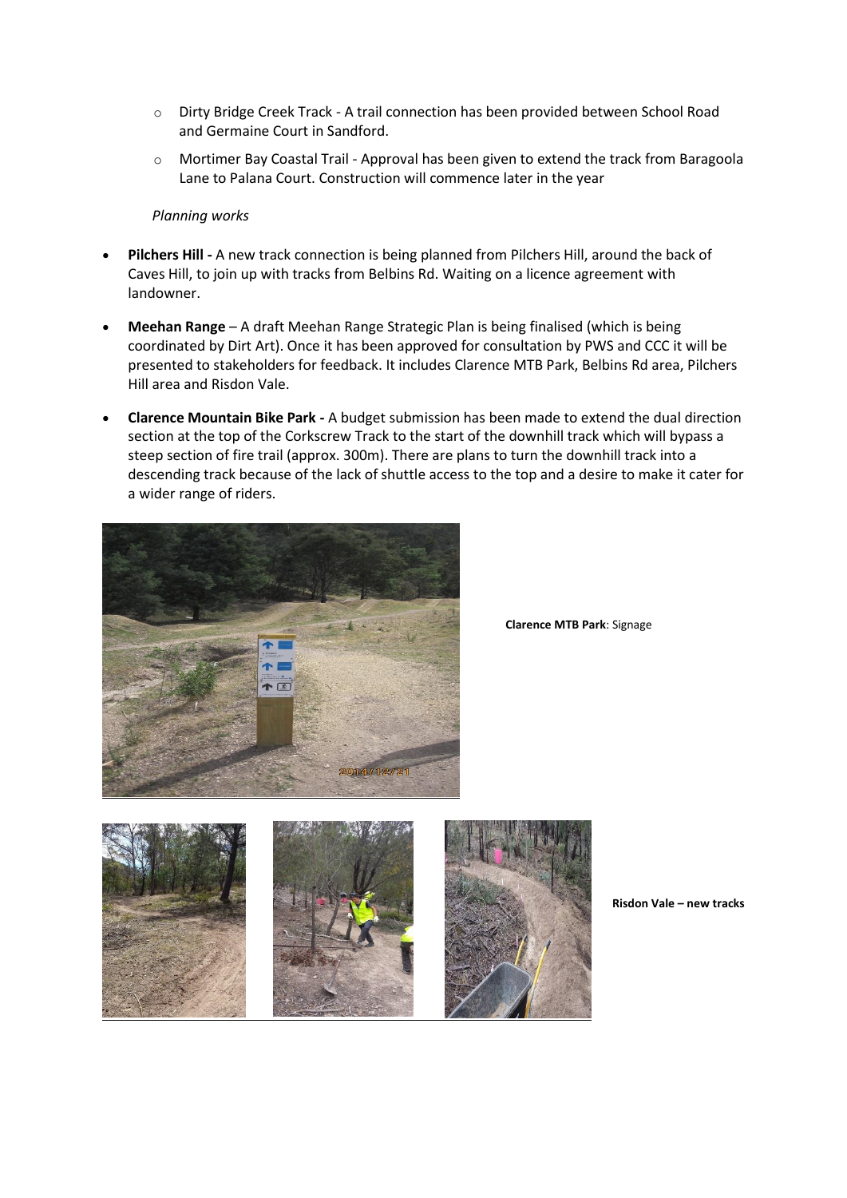- Dirty Bridge Creek Track - A trail connection has been provided between School Road and Germaine Court in Sandford.
- Mortimer Bay Coastal Trail - Approval has been given to extend the track from Baragoola Lane to Palana Court. Construction will commence later in the year

*Planning works*

- **Pilchers Hill -** A new track connection is being planned from Pilchers Hill, around the back of Caves Hill, to join up with tracks from Belbins Rd. Waiting on a licence agreement with landowner.
- **Meehan Range** – A draft Meehan Range Strategic Plan is being finalised (which is being coordinated by Dirt Art). Once it has been approved for consultation by PWS and CCC it will be presented to stakeholders for feedback. It includes Clarence MTB Park, Belbins Rd area, Pilchers Hill area and Risdon Vale.
- **Clarence Mountain Bike Park -** A budget submission has been made to extend the dual direction section at the top of the Corkscrew Track to the start of the downhill track which will bypass a steep section of fire trail (approx. 300m). There are plans to turn the downhill track into a descending track because of the lack of shuttle access to the top and a desire to make it cater for a wider range of riders.

**Clarence MTB Park**: Signage

**Risdon Vale – new tracks**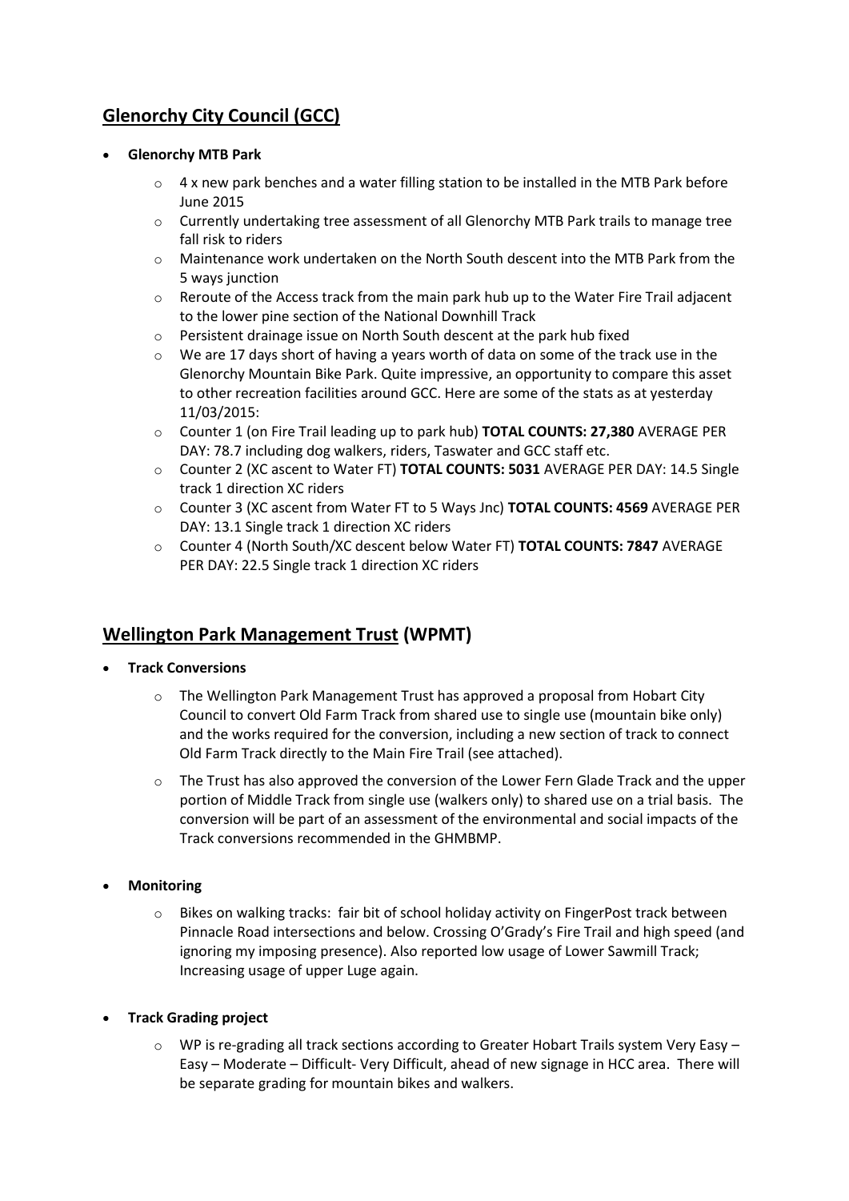## Glenorchy City Council (GCC)

- **Glenorchy MTB Park**
  - 4 x new park benches and a water filling station to be installed in the MTB Park before June 2015
  - Currently undertaking tree assessment of all Glenorchy MTB Park trails to manage tree fall risk to riders
  - Maintenance work undertaken on the North South descent into the MTB Park from the 5 ways junction
  - Reroute of the Access track from the main park hub up to the Water Fire Trail adjacent to the lower pine section of the National Downhill Track
  - Persistent drainage issue on North South descent at the park hub fixed
  - We are 17 days short of having a years worth of data on some of the track use in the Glenorchy Mountain Bike Park. Quite impressive, an opportunity to compare this asset to other recreation facilities around GCC. Here are some of the stats as at yesterday 11/03/2015:
  - Counter 1 (on Fire Trail leading up to park hub) **TOTAL COUNTS: 27,380** AVERAGE PER DAY: 78.7 including dog walkers, riders, Taswater and GCC staff etc.
  - Counter 2 (XC ascent to Water FT) **TOTAL COUNTS: 5031** AVERAGE PER DAY: 14.5 Single track 1 direction XC riders
  - Counter 3 (XC ascent from Water FT to 5 Ways Jnc) **TOTAL COUNTS: 4569** AVERAGE PER DAY: 13.1 Single track 1 direction XC riders
  - Counter 4 (North South/XC descent below Water FT) **TOTAL COUNTS: 7847** AVERAGE PER DAY: 22.5 Single track 1 direction XC riders

## Wellington Park Management Trust (WPMT)

- **Track Conversions**
  - The Wellington Park Management Trust has approved a proposal from Hobart City Council to convert Old Farm Track from shared use to single use (mountain bike only) and the works required for the conversion, including a new section of track to connect Old Farm Track directly to the Main Fire Trail (see attached).
  - The Trust has also approved the conversion of the Lower Fern Glade Track and the upper portion of Middle Track from single use (walkers only) to shared use on a trial basis. The conversion will be part of an assessment of the environmental and social impacts of the Track conversions recommended in the GHMBMP.

- **Monitoring**
  - Bikes on walking tracks: fair bit of school holiday activity on FingerPost track between Pinnacle Road intersections and below. Crossing O'Grady's Fire Trail and high speed (and ignoring my imposing presence). Also reported low usage of Lower Sawmill Track; Increasing usage of upper Luge again.

- **Track Grading project**
  - WP is re-grading all track sections according to Greater Hobart Trails system Very Easy – Easy – Moderate – Difficult- Very Difficult, ahead of new signage in HCC area. There will be separate grading for mountain bikes and walkers.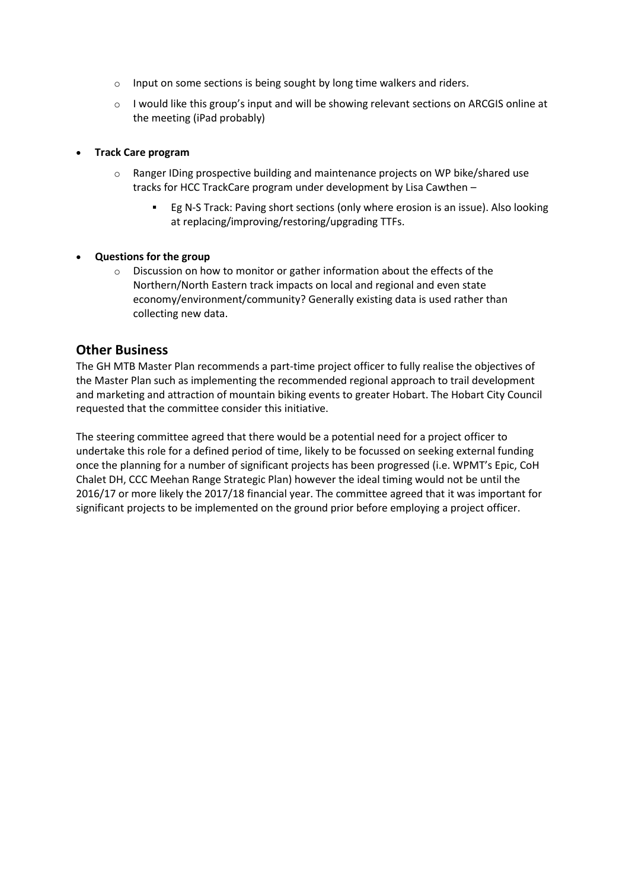- Input on some sections is being sought by long time walkers and riders.
    - I would like this group's input and will be showing relevant sections on ARCGIS online at the meeting (iPad probably)

- **Track Care program**
    - Ranger IDing prospective building and maintenance projects on WP bike/shared use tracks for HCC TrackCare program under development by Lisa Cawthen –
        - Eg N-S Track: Paving short sections (only where erosion is an issue). Also looking at replacing/improving/restoring/upgrading TTFs.

- **Questions for the group**
    - Discussion on how to monitor or gather information about the effects of the Northern/North Eastern track impacts on local and regional and even state economy/environment/community? Generally existing data is used rather than collecting new data.

## Other Business

The GH MTB Master Plan recommends a part-time project officer to fully realise the objectives of the Master Plan such as implementing the recommended regional approach to trail development and marketing and attraction of mountain biking events to greater Hobart. The Hobart City Council requested that the committee consider this initiative.

The steering committee agreed that there would be a potential need for a project officer to undertake this role for a defined period of time, likely to be focussed on seeking external funding once the planning for a number of significant projects has been progressed (i.e. WPMT's Epic, CoH Chalet DH, CCC Meehan Range Strategic Plan) however the ideal timing would not be until the 2016/17 or more likely the 2017/18 financial year. The committee agreed that it was important for significant projects to be implemented on the ground prior before employing a project officer.